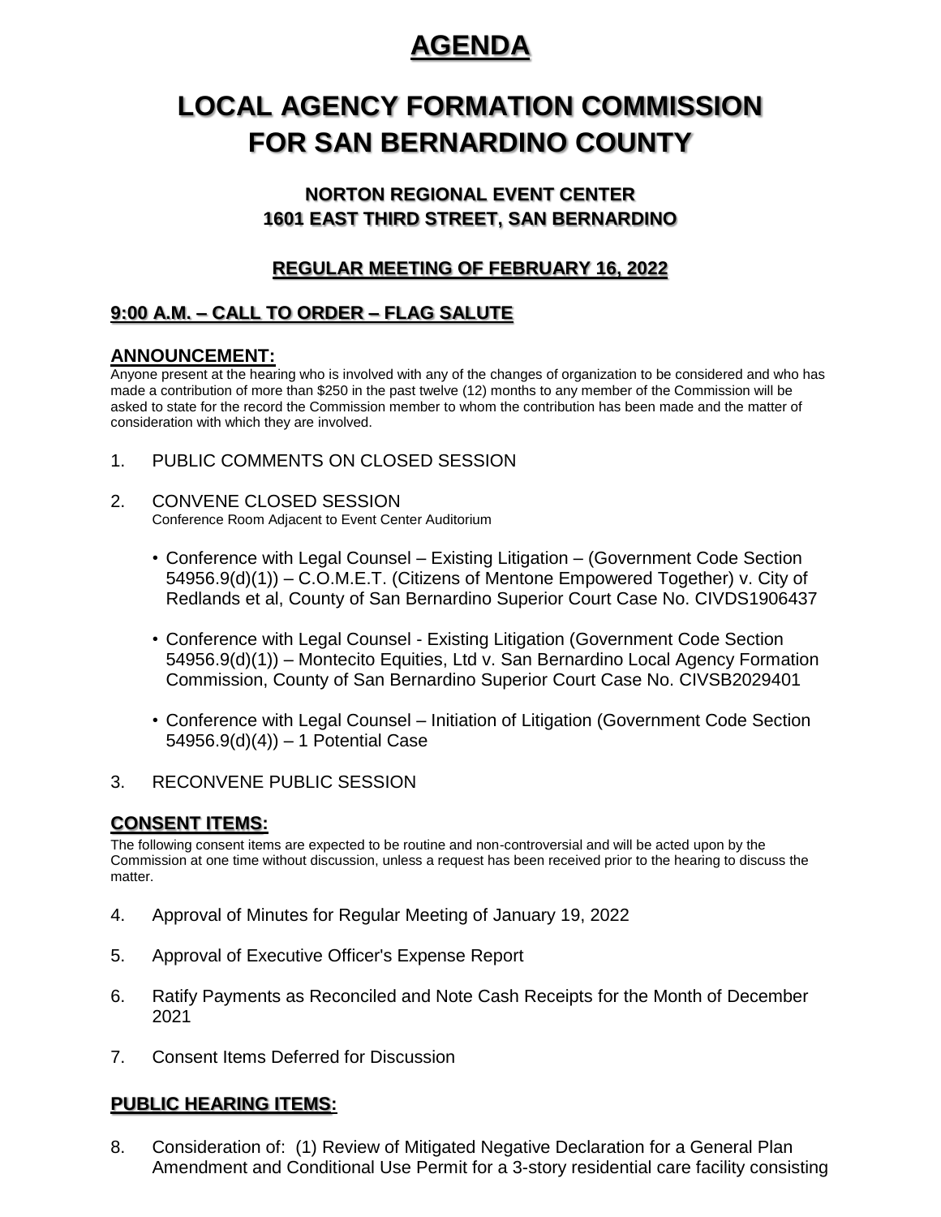# AGENDA

# LOCAL AGENCY FORMATION COMMISSION FOR SAN BERNARDINO COUNTY

### NORTON REGIONAL EVENT CENTER
### 1601 EAST THIRD STREET, SAN BERNARDINO

### REGULAR MEETING OF FEBRUARY 16, 2022

## 9:00 A.M. – CALL TO ORDER – FLAG SALUTE

## ANNOUNCEMENT:

Anyone present at the hearing who is involved with any of the changes of organization to be considered and who has made a contribution of more than $250 in the past twelve (12) months to any member of the Commission will be asked to state for the record the Commission member to whom the contribution has been made and the matter of consideration with which they are involved.

1. PUBLIC COMMENTS ON CLOSED SESSION

2. CONVENE CLOSED SESSION
   Conference Room Adjacent to Event Center Auditorium

   - Conference with Legal Counsel – Existing Litigation – (Government Code Section 54956.9(d)(1)) – C.O.M.E.T. (Citizens of Mentone Empowered Together) v. City of Redlands et al, County of San Bernardino Superior Court Case No. CIVDS1906437

   - Conference with Legal Counsel - Existing Litigation (Government Code Section 54956.9(d)(1)) – Montecito Equities, Ltd v. San Bernardino Local Agency Formation Commission, County of San Bernardino Superior Court Case No. CIVSB2029401

   - Conference with Legal Counsel – Initiation of Litigation (Government Code Section 54956.9(d)(4)) – 1 Potential Case

3. RECONVENE PUBLIC SESSION

## CONSENT ITEMS:

The following consent items are expected to be routine and non-controversial and will be acted upon by the Commission at one time without discussion, unless a request has been received prior to the hearing to discuss the matter.

4. Approval of Minutes for Regular Meeting of January 19, 2022

5. Approval of Executive Officer's Expense Report

6. Ratify Payments as Reconciled and Note Cash Receipts for the Month of December 2021

7. Consent Items Deferred for Discussion

## PUBLIC HEARING ITEMS:

8. Consideration of: (1) Review of Mitigated Negative Declaration for a General Plan Amendment and Conditional Use Permit for a 3-story residential care facility consisting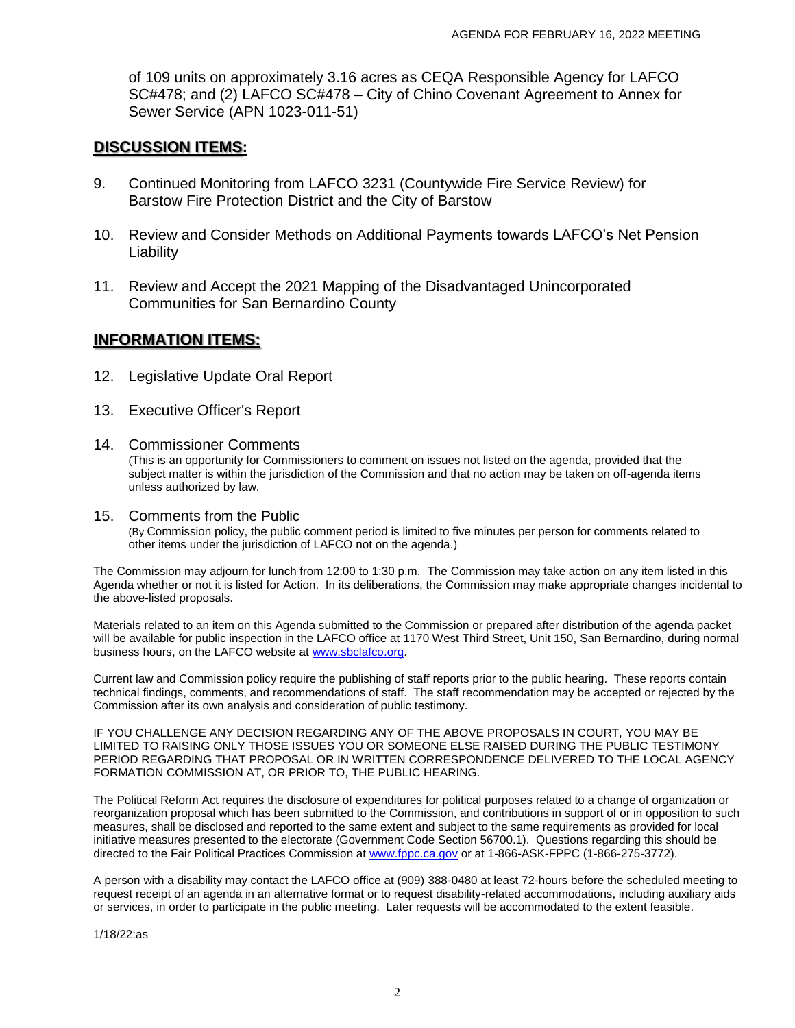of 109 units on approximately 3.16 acres as CEQA Responsible Agency for LAFCO SC#478; and (2) LAFCO SC#478 – City of Chino Covenant Agreement to Annex for Sewer Service (APN 1023-011-51)

## DISCUSSION ITEMS:

9. Continued Monitoring from LAFCO 3231 (Countywide Fire Service Review) for Barstow Fire Protection District and the City of Barstow

10. Review and Consider Methods on Additional Payments towards LAFCO's Net Pension Liability

11. Review and Accept the 2021 Mapping of the Disadvantaged Unincorporated Communities for San Bernardino County

## INFORMATION ITEMS:

12. Legislative Update Oral Report

13. Executive Officer's Report

14. Commissioner Comments
 (This is an opportunity for Commissioners to comment on issues not listed on the agenda, provided that the subject matter is within the jurisdiction of the Commission and that no action may be taken on off-agenda items unless authorized by law.

15. Comments from the Public
 (By Commission policy, the public comment period is limited to five minutes per person for comments related to other items under the jurisdiction of LAFCO not on the agenda.)

The Commission may adjourn for lunch from 12:00 to 1:30 p.m. The Commission may take action on any item listed in this Agenda whether or not it is listed for Action. In its deliberations, the Commission may make appropriate changes incidental to the above-listed proposals.

Materials related to an item on this Agenda submitted to the Commission or prepared after distribution of the agenda packet will be available for public inspection in the LAFCO office at 1170 West Third Street, Unit 150, San Bernardino, during normal business hours, on the LAFCO website at www.sbclafco.org.

Current law and Commission policy require the publishing of staff reports prior to the public hearing. These reports contain technical findings, comments, and recommendations of staff. The staff recommendation may be accepted or rejected by the Commission after its own analysis and consideration of public testimony.

IF YOU CHALLENGE ANY DECISION REGARDING ANY OF THE ABOVE PROPOSALS IN COURT, YOU MAY BE LIMITED TO RAISING ONLY THOSE ISSUES YOU OR SOMEONE ELSE RAISED DURING THE PUBLIC TESTIMONY PERIOD REGARDING THAT PROPOSAL OR IN WRITTEN CORRESPONDENCE DELIVERED TO THE LOCAL AGENCY FORMATION COMMISSION AT, OR PRIOR TO, THE PUBLIC HEARING.

The Political Reform Act requires the disclosure of expenditures for political purposes related to a change of organization or reorganization proposal which has been submitted to the Commission, and contributions in support of or in opposition to such measures, shall be disclosed and reported to the same extent and subject to the same requirements as provided for local initiative measures presented to the electorate (Government Code Section 56700.1). Questions regarding this should be directed to the Fair Political Practices Commission at www.fppc.ca.gov or at 1-866-ASK-FPPC (1-866-275-3772).

A person with a disability may contact the LAFCO office at (909) 388-0480 at least 72-hours before the scheduled meeting to request receipt of an agenda in an alternative format or to request disability-related accommodations, including auxiliary aids or services, in order to participate in the public meeting. Later requests will be accommodated to the extent feasible.

1/18/22:as